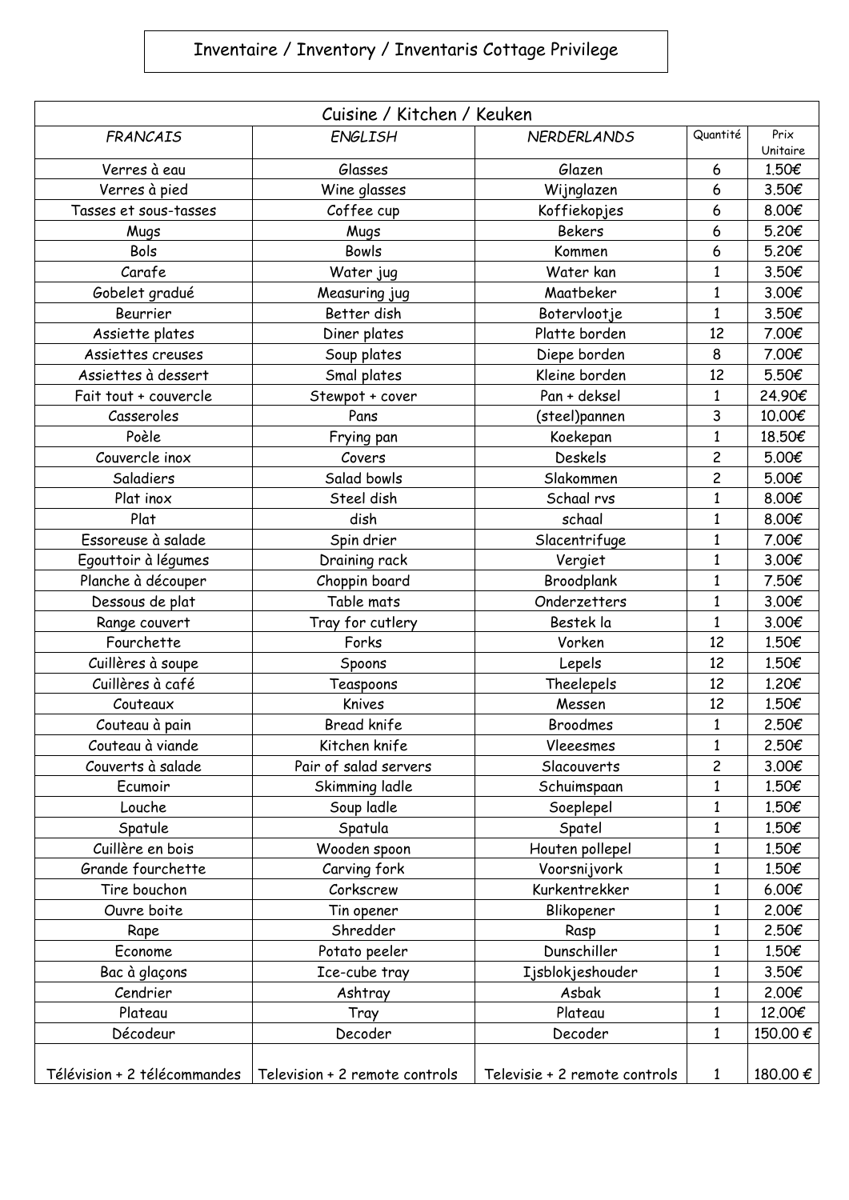# Inventaire / Inventory / Inventaris Cottage Privilege

| Cuisine / Kitchen / Keuken | | | | |
|---|---|---|---|---|
| *FRANCAIS* | *ENGLISH* | *NERDERLANDS* | Quantité | Prix Unitaire |
| Verres à eau | Glasses | Glazen | 6 | 1.50€ |
| Verres à pied | Wine glasses | Wijnglazen | 6 | 3.50€ |
| Tasses et sous-tasses | Coffee cup | Koffiekopjes | 6 | 8.00€ |
| Mugs | Mugs | Bekers | 6 | 5.20€ |
| Bols | Bowls | Kommen | 6 | 5.20€ |
| Carafe | Water jug | Water kan | 1 | 3.50€ |
| Gobelet gradué | Measuring jug | Maatbeker | 1 | 3.00€ |
| Beurrier | Better dish | Botervlootje | 1 | 3.50€ |
| Assiette plates | Diner plates | Platte borden | 12 | 7.00€ |
| Assiettes creuses | Soup plates | Diepe borden | 8 | 7.00€ |
| Assiettes à dessert | Smal plates | Kleine borden | 12 | 5.50€ |
| Fait tout + couvercle | Stewpot + cover | Pan + deksel | 1 | 24.90€ |
| Casseroles | Pans | (steel)pannen | 3 | 10.00€ |
| Poèle | Frying pan | Koekepan | 1 | 18.50€ |
| Couvercle inox | Covers | Deskels | 2 | 5.00€ |
| Saladiers | Salad bowls | Slakommen | 2 | 5.00€ |
| Plat inox | Steel dish | Schaal rvs | 1 | 8.00€ |
| Plat | dish | schaal | 1 | 8.00€ |
| Essoreuse à salade | Spin drier | Slacentrifuge | 1 | 7.00€ |
| Egouttoir à légumes | Draining rack | Vergiet | 1 | 3.00€ |
| Planche à découper | Choppin board | Broodplank | 1 | 7.50€ |
| Dessous de plat | Table mats | Onderzetters | 1 | 3.00€ |
| Range couvert | Tray for cutlery | Bestek la | 1 | 3.00€ |
| Fourchette | Forks | Vorken | 12 | 1.50€ |
| Cuillères à soupe | Spoons | Lepels | 12 | 1.50€ |
| Cuillères à café | Teaspoons | Theelepels | 12 | 1.20€ |
| Couteaux | Knives | Messen | 12 | 1.50€ |
| Couteau à pain | Bread knife | Broodmes | 1 | 2.50€ |
| Couteau à viande | Kitchen knife | Vleeesmes | 1 | 2.50€ |
| Couverts à salade | Pair of salad servers | Slacouverts | 2 | 3.00€ |
| Ecumoir | Skimming ladle | Schuimspaan | 1 | 1.50€ |
| Louche | Soup ladle | Soeplepel | 1 | 1.50€ |
| Spatule | Spatula | Spatel | 1 | 1.50€ |
| Cuillère en bois | Wooden spoon | Houten pollepel | 1 | 1.50€ |
| Grande fourchette | Carving fork | Voorsnijvork | 1 | 1.50€ |
| Tire bouchon | Corkscrew | Kurkentrekker | 1 | 6.00€ |
| Ouvre boite | Tin opener | Blikopener | 1 | 2.00€ |
| Rape | Shredder | Rasp | 1 | 2.50€ |
| Econome | Potato peeler | Dunschiller | 1 | 1.50€ |
| Bac à glaçons | Ice-cube tray | Ijsblokjeshouder | 1 | 3.50€ |
| Cendrier | Ashtray | Asbak | 1 | 2.00€ |
| Plateau | Tray | Plateau | 1 | 12.00€ |
| Décodeur | Decoder | Decoder | 1 | 150.00 € |
| Télévision + 2 télécommandes | Television + 2 remote controls | Televisie + 2 remote controls | 1 | 180.00 € |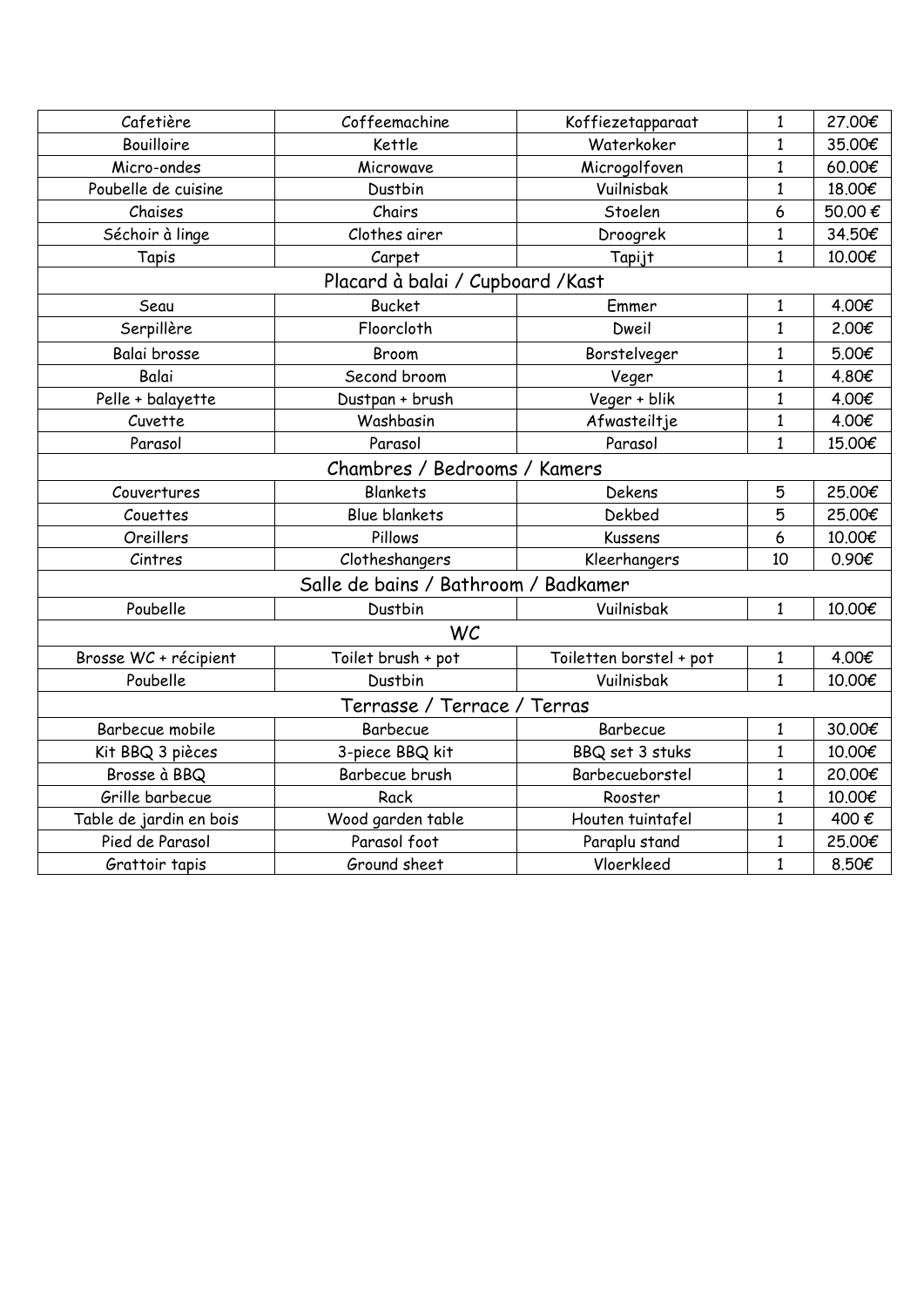| | | | | |
|---|---|---|---|---|
| Cafetière | Coffeemachine | Koffiezetapparaat | 1 | 27.00€ |
| Bouilloire | Kettle | Waterkoker | 1 | 35.00€ |
| Micro-ondes | Microwave | Microgolfoven | 1 | 60.00€ |
| Poubelle de cuisine | Dustbin | Vuilnisbak | 1 | 18.00€ |
| Chaises | Chairs | Stoelen | 6 | 50.00 € |
| Séchoir à linge | Clothes airer | Droogrek | 1 | 34.50€ |
| Tapis | Carpet | Tapijt | 1 | 10.00€ |
| Placard à balai / Cupboard /Kast | | | | |
| Seau | Bucket | Emmer | 1 | 4.00€ |
| Serpillère | Floorcloth | Dweil | 1 | 2.00€ |
| Balai brosse | Broom | Borstelveger | 1 | 5.00€ |
| Balai | Second broom | Veger | 1 | 4.80€ |
| Pelle + balayette | Dustpan + brush | Veger + blik | 1 | 4.00€ |
| Cuvette | Washbasin | Afwasteiltje | 1 | 4.00€ |
| Parasol | Parasol | Parasol | 1 | 15.00€ |
| Chambres / Bedrooms / Kamers | | | | |
| Couvertures | Blankets | Dekens | 5 | 25.00€ |
| Couettes | Blue blankets | Dekbed | 5 | 25.00€ |
| Oreillers | Pillows | Kussens | 6 | 10.00€ |
| Cintres | Clotheshangers | Kleerhangers | 10 | 0.90€ |
| Salle de bains / Bathroom / Badkamer | | | | |
| Poubelle | Dustbin | Vuilnisbak | 1 | 10.00€ |
| WC | | | | |
| Brosse WC + récipient | Toilet brush + pot | Toiletten borstel + pot | 1 | 4.00€ |
| Poubelle | Dustbin | Vuilnisbak | 1 | 10.00€ |
| Terrasse / Terrace / Terras | | | | |
| Barbecue mobile | Barbecue | Barbecue | 1 | 30.00€ |
| Kit BBQ 3 pièces | 3-piece BBQ kit | BBQ set 3 stuks | 1 | 10.00€ |
| Brosse à BBQ | Barbecue brush | Barbecueborstel | 1 | 20.00€ |
| Grille barbecue | Rack | Rooster | 1 | 10.00€ |
| Table de jardin en bois | Wood garden table | Houten tuintafel | 1 | 400 € |
| Pied de Parasol | Parasol foot | Paraplu stand | 1 | 25.00€ |
| Grattoir tapis | Ground sheet | Vloerkleed | 1 | 8.50€ |